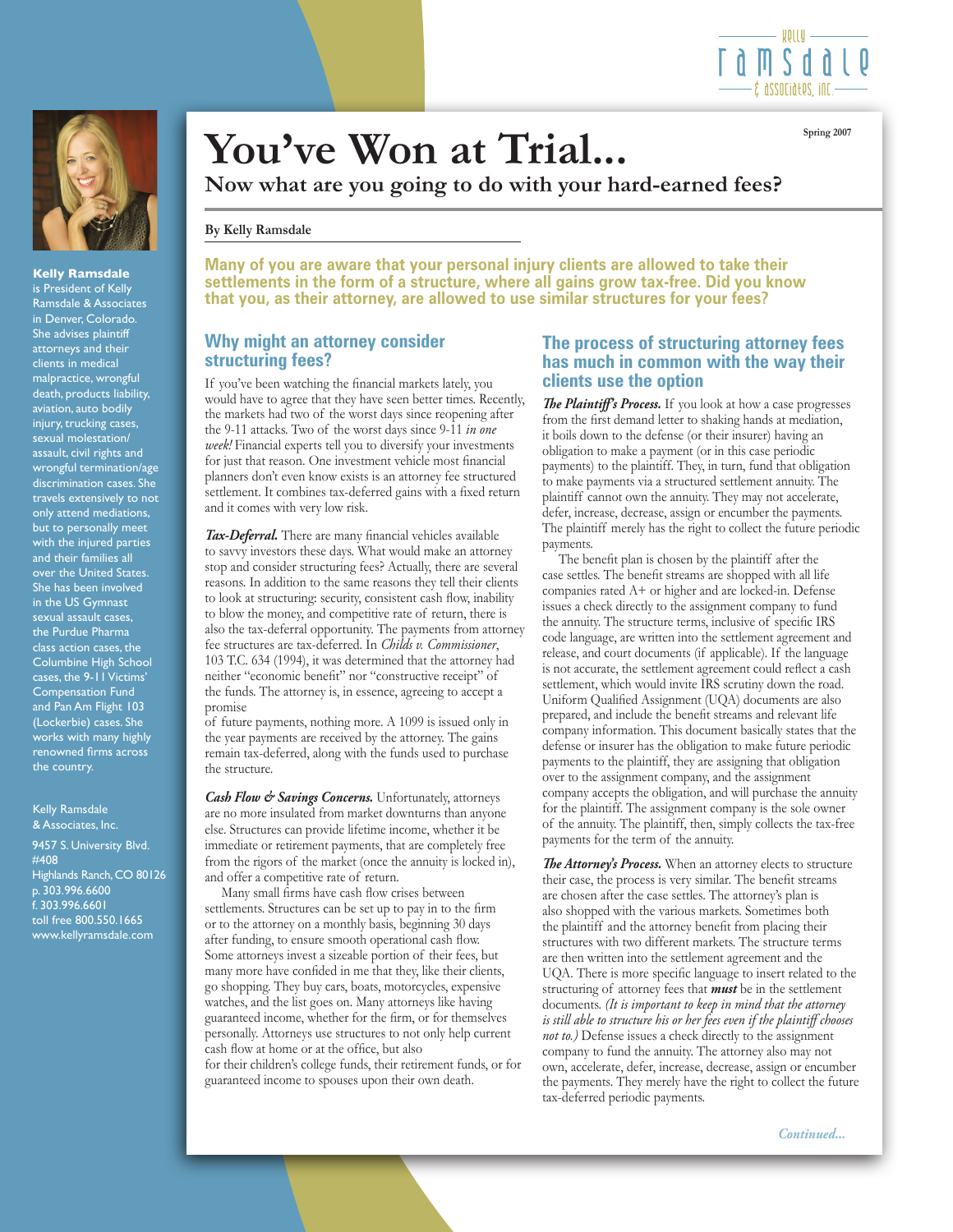# You've Won at Trial...

## Now what are you going to do with your hard-earned fees?

Spring 2007

**By Kelly Ramsdale**

**Many of you are aware that your personal injury clients are allowed to take their settlements in the form of a structure, where all gains grow tax-free. Did you know that you, as their attorney, are allowed to use similar structures for your fees?**

### Why might an attorney consider structuring fees?

If you've been watching the financial markets lately, you would have to agree that they have seen better times. Recently, the markets had two of the worst days since reopening after the 9-11 attacks. Two of the worst days since 9-11 *in one week!* Financial experts tell you to diversify your investments for just that reason. One investment vehicle most financial planners don't even know exists is an attorney fee structured settlement. It combines tax-deferred gains with a fixed return and it comes with very low risk.

***Tax-Deferral.*** There are many financial vehicles available to savvy investors these days. What would make an attorney stop and consider structuring fees? Actually, there are several reasons. In addition to the same reasons they tell their clients to look at structuring: security, consistent cash flow, inability to blow the money, and competitive rate of return, there is also the tax-deferral opportunity. The payments from attorney fee structures are tax-deferred. In *Childs v. Commissioner*, 103 T.C. 634 (1994), it was determined that the attorney had neither "economic benefit" nor "constructive receipt" of the funds. The attorney is, in essence, agreeing to accept a promise of future payments, nothing more. A 1099 is issued only in the year payments are received by the attorney. The gains remain tax-deferred, along with the funds used to purchase the structure.

***Cash Flow & Savings Concerns.*** Unfortunately, attorneys are no more insulated from market downturns than anyone else. Structures can provide lifetime income, whether it be immediate or retirement payments, that are completely free from the rigors of the market (once the annuity is locked in), and offer a competitive rate of return.

Many small firms have cash flow crises between settlements. Structures can be set up to pay in to the firm or to the attorney on a monthly basis, beginning 30 days after funding, to ensure smooth operational cash flow. Some attorneys invest a sizeable portion of their fees, but many more have confided in me that they, like their clients, go shopping. They buy cars, boats, motorcycles, expensive watches, and the list goes on. Many attorneys like having guaranteed income, whether for the firm, or for themselves personally. Attorneys use structures to not only help current cash flow at home or at the office, but also for their children's college funds, their retirement funds, or for guaranteed income to spouses upon their own death.

### The process of structuring attorney fees has much in common with the way their clients use the option

***The Plaintiff's Process.*** If you look at how a case progresses from the first demand letter to shaking hands at mediation, it boils down to the defense (or their insurer) having an obligation to make a payment (or in this case periodic payments) to the plaintiff. They, in turn, fund that obligation to make payments via a structured settlement annuity. The plaintiff cannot own the annuity. They may not accelerate, defer, increase, decrease, assign or encumber the payments. The plaintiff merely has the right to collect the future periodic payments.

The benefit plan is chosen by the plaintiff after the case settles. The benefit streams are shopped with all life companies rated A+ or higher and are locked-in. Defense issues a check directly to the assignment company to fund the annuity. The structure terms, inclusive of specific IRS code language, are written into the settlement agreement and release, and court documents (if applicable). If the language is not accurate, the settlement agreement could reflect a cash settlement, which would invite IRS scrutiny down the road. Uniform Qualified Assignment (UQA) documents are also prepared, and include the benefit streams and relevant life company information. This document basically states that the defense or insurer has the obligation to make future periodic payments to the plaintiff, they are assigning that obligation over to the assignment company, and the assignment company accepts the obligation, and will purchase the annuity for the plaintiff. The assignment company is the sole owner of the annuity. The plaintiff, then, simply collects the tax-free payments for the term of the annuity.

***The Attorney's Process.*** When an attorney elects to structure their case, the process is very similar. The benefit streams are chosen after the case settles. The attorney's plan is also shopped with the various markets. Sometimes both the plaintiff and the attorney benefit from placing their structures with two different markets. The structure terms are then written into the settlement agreement and the UQA. There is more specific language to insert related to the structuring of attorney fees that ***must*** be in the settlement documents. *(It is important to keep in mind that the attorney is still able to structure his or her fees even if the plaintiff chooses not to.)* Defense issues a check directly to the assignment company to fund the annuity. The attorney also may not own, accelerate, defer, increase, decrease, assign or encumber the payments. They merely have the right to collect the future tax-deferred periodic payments.

*Continued...*

**Kelly Ramsdale** is President of Kelly Ramsdale & Associates in Denver, Colorado. She advises plaintiff attorneys and their clients in medical malpractice, wrongful death, products liability, aviation, auto bodily injury, trucking cases, sexual molestation/assault, civil rights and wrongful termination/age discrimination cases. She travels extensively to not only attend mediations, but to personally meet with the injured parties and their families all over the United States. She has been involved in the US Gymnast sexual assault cases, the Purdue Pharma class action cases, the Columbine High School cases, the 9-11 Victims' Compensation Fund and Pan Am Flight 103 (Lockerbie) cases. She works with many highly renowned firms across the country.

Kelly Ramsdale & Associates, Inc.
9457 S. University Blvd. #408
Highlands Ranch, CO 80126
p. 303.996.6600
f. 303.996.6601
toll free 800.550.1665
www.kellyramsdale.com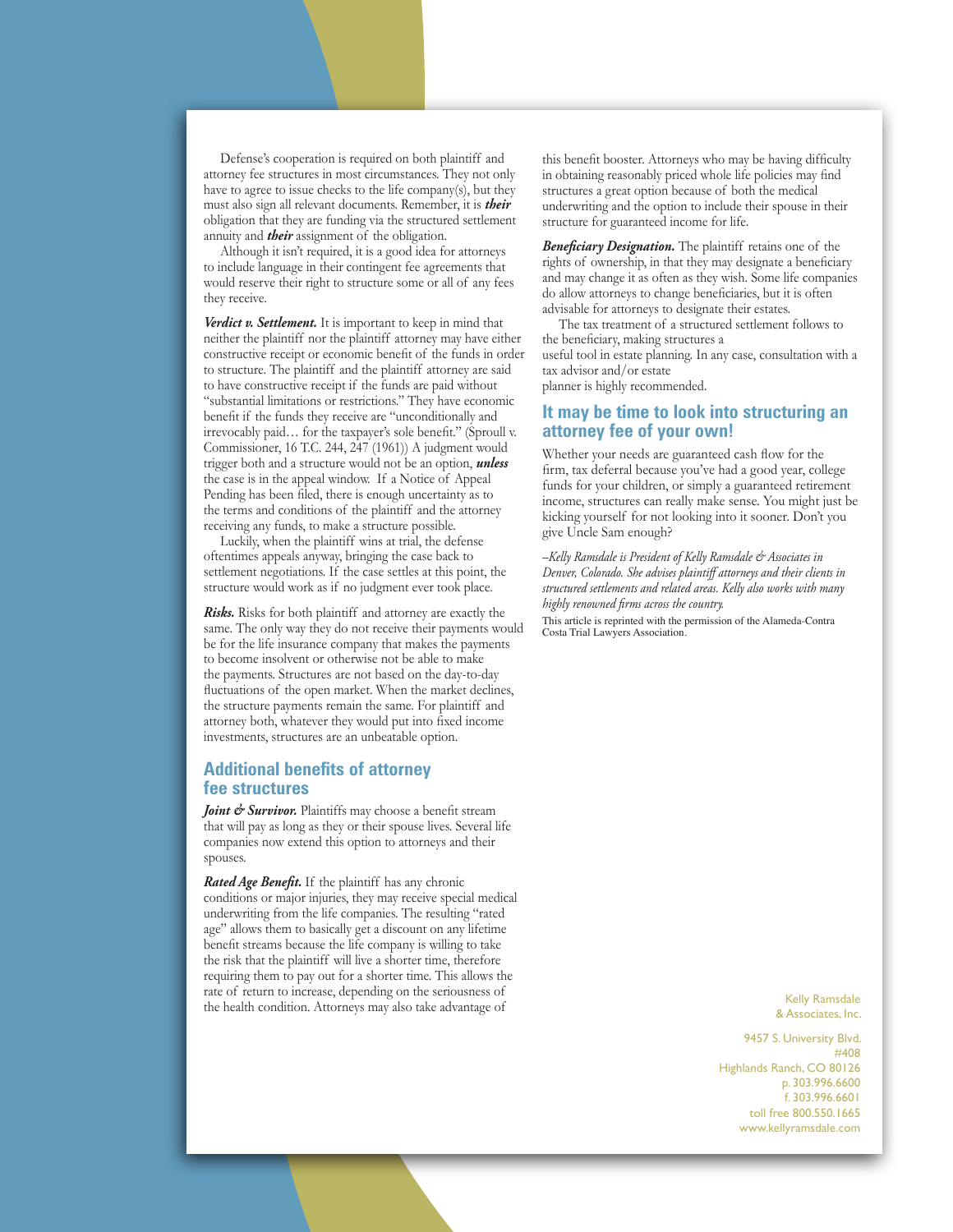Defense's cooperation is required on both plaintiff and attorney fee structures in most circumstances. They not only have to agree to issue checks to the life company(s), but they must also sign all relevant documents. Remember, it is ***their*** obligation that they are funding via the structured settlement annuity and ***their*** assignment of the obligation.

Although it isn't required, it is a good idea for attorneys to include language in their contingent fee agreements that would reserve their right to structure some or all of any fees they receive.

***Verdict v. Settlement.*** It is important to keep in mind that neither the plaintiff nor the plaintiff attorney may have either constructive receipt or economic benefit of the funds in order to structure. The plaintiff and the plaintiff attorney are said to have constructive receipt if the funds are paid without "substantial limitations or restrictions." They have economic benefit if the funds they receive are "unconditionally and irrevocably paid… for the taxpayer's sole benefit." (Sproull v. Commissioner, 16 T.C. 244, 247 (1961)) A judgment would trigger both and a structure would not be an option, ***unless*** the case is in the appeal window. If a Notice of Appeal Pending has been filed, there is enough uncertainty as to the terms and conditions of the plaintiff and the attorney receiving any funds, to make a structure possible.

Luckily, when the plaintiff wins at trial, the defense oftentimes appeals anyway, bringing the case back to settlement negotiations. If the case settles at this point, the structure would work as if no judgment ever took place.

***Risks.*** Risks for both plaintiff and attorney are exactly the same. The only way they do not receive their payments would be for the life insurance company that makes the payments to become insolvent or otherwise not be able to make the payments. Structures are not based on the day-to-day fluctuations of the open market. When the market declines, the structure payments remain the same. For plaintiff and attorney both, whatever they would put into fixed income investments, structures are an unbeatable option.

## Additional benefits of attorney fee structures

***Joint & Survivor.*** Plaintiffs may choose a benefit stream that will pay as long as they or their spouse lives. Several life companies now extend this option to attorneys and their spouses.

***Rated Age Benefit.*** If the plaintiff has any chronic conditions or major injuries, they may receive special medical underwriting from the life companies. The resulting "rated age" allows them to basically get a discount on any lifetime benefit streams because the life company is willing to take the risk that the plaintiff will live a shorter time, therefore requiring them to pay out for a shorter time. This allows the rate of return to increase, depending on the seriousness of the health condition. Attorneys may also take advantage of this benefit booster. Attorneys who may be having difficulty in obtaining reasonably priced whole life policies may find structures a great option because of both the medical underwriting and the option to include their spouse in their structure for guaranteed income for life.

***Beneficiary Designation.*** The plaintiff retains one of the rights of ownership, in that they may designate a beneficiary and may change it as often as they wish. Some life companies do allow attorneys to change beneficiaries, but it is often advisable for attorneys to designate their estates.

The tax treatment of a structured settlement follows to the beneficiary, making structures a useful tool in estate planning. In any case, consultation with a tax advisor and/or estate planner is highly recommended.

## It may be time to look into structuring an attorney fee of your own!

Whether your needs are guaranteed cash flow for the firm, tax deferral because you've had a good year, college funds for your children, or simply a guaranteed retirement income, structures can really make sense. You might just be kicking yourself for not looking into it sooner. Don't you give Uncle Sam enough?

*–Kelly Ramsdale is President of Kelly Ramsdale & Associates in Denver, Colorado. She advises plaintiff attorneys and their clients in structured settlements and related areas. Kelly also works with many highly renowned firms across the country.*

This article is reprinted with the permission of the Alameda-Contra Costa Trial Lawyers Association.

Kelly Ramsdale
& Associates, Inc.

9457 S. University Blvd.
#408
Highlands Ranch, CO 80126
p. 303.996.6600
f. 303.996.6601
toll free 800.550.1665
www.kellyramsdale.com